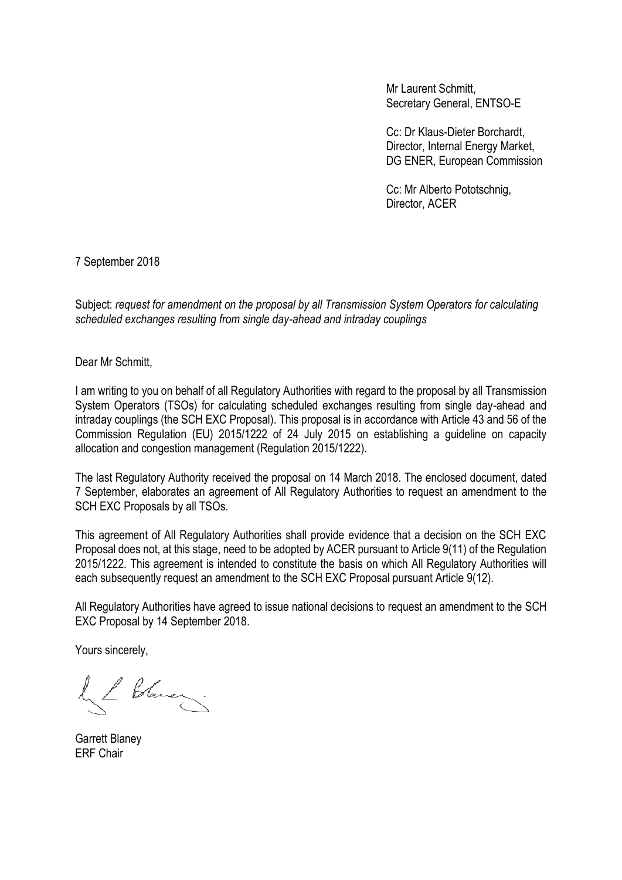Mr Laurent Schmitt,
Secretary General, ENTSO-E

Cc: Dr Klaus-Dieter Borchardt,
Director, Internal Energy Market,
DG ENER, European Commission

Cc: Mr Alberto Pototschnig,
Director, ACER

7 September 2018

Subject: *request for amendment on the proposal by all Transmission System Operators for calculating scheduled exchanges resulting from single day-ahead and intraday couplings*

Dear Mr Schmitt,

I am writing to you on behalf of all Regulatory Authorities with regard to the proposal by all Transmission System Operators (TSOs) for calculating scheduled exchanges resulting from single day-ahead and intraday couplings (the SCH EXC Proposal). This proposal is in accordance with Article 43 and 56 of the Commission Regulation (EU) 2015/1222 of 24 July 2015 on establishing a guideline on capacity allocation and congestion management (Regulation 2015/1222).

The last Regulatory Authority received the proposal on 14 March 2018. The enclosed document, dated 7 September, elaborates an agreement of All Regulatory Authorities to request an amendment to the SCH EXC Proposals by all TSOs.

This agreement of All Regulatory Authorities shall provide evidence that a decision on the SCH EXC Proposal does not, at this stage, need to be adopted by ACER pursuant to Article 9(11) of the Regulation 2015/1222. This agreement is intended to constitute the basis on which All Regulatory Authorities will each subsequently request an amendment to the SCH EXC Proposal pursuant Article 9(12).

All Regulatory Authorities have agreed to issue national decisions to request an amendment to the SCH EXC Proposal by 14 September 2018.

Yours sincerely,

Garrett Blaney
ERF Chair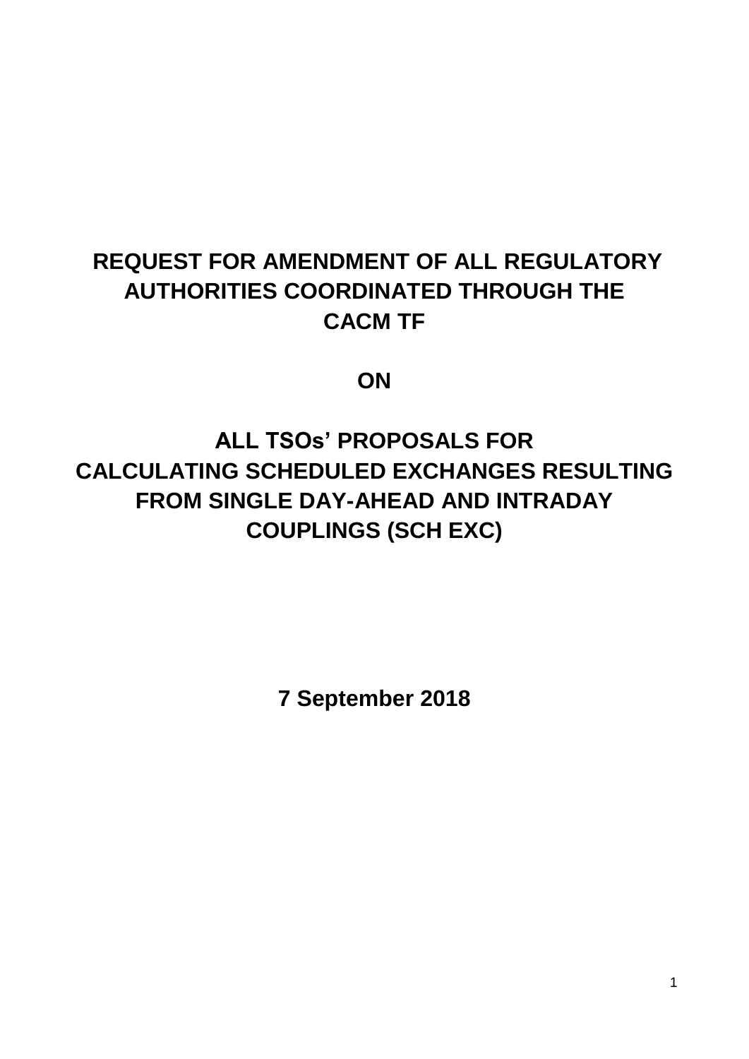# REQUEST FOR AMENDMENT OF ALL REGULATORY AUTHORITIES COORDINATED THROUGH THE CACM TF

## ON

# ALL TSOs' PROPOSALS FOR CALCULATING SCHEDULED EXCHANGES RESULTING FROM SINGLE DAY-AHEAD AND INTRADAY COUPLINGS (SCH EXC)

**7 September 2018**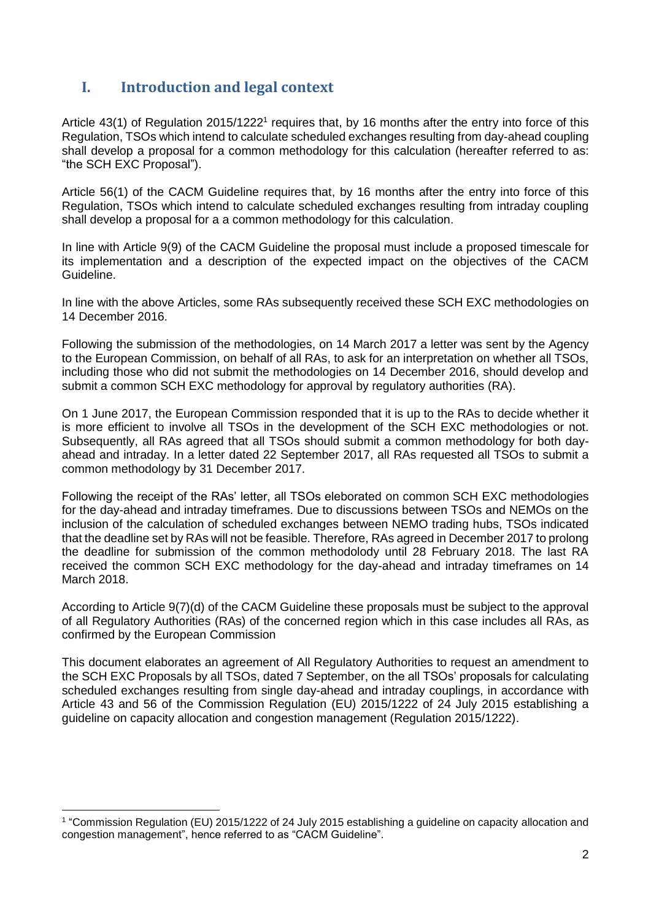## I. Introduction and legal context

Article 43(1) of Regulation 2015/1222[1] requires that, by 16 months after the entry into force of this Regulation, TSOs which intend to calculate scheduled exchanges resulting from day-ahead coupling shall develop a proposal for a common methodology for this calculation (hereafter referred to as: "the SCH EXC Proposal").

Article 56(1) of the CACM Guideline requires that, by 16 months after the entry into force of this Regulation, TSOs which intend to calculate scheduled exchanges resulting from intraday coupling shall develop a proposal for a a common methodology for this calculation.

In line with Article 9(9) of the CACM Guideline the proposal must include a proposed timescale for its implementation and a description of the expected impact on the objectives of the CACM Guideline.

In line with the above Articles, some RAs subsequently received these SCH EXC methodologies on 14 December 2016.

Following the submission of the methodologies, on 14 March 2017 a letter was sent by the Agency to the European Commission, on behalf of all RAs, to ask for an interpretation on whether all TSOs, including those who did not submit the methodologies on 14 December 2016, should develop and submit a common SCH EXC methodology for approval by regulatory authorities (RA).

On 1 June 2017, the European Commission responded that it is up to the RAs to decide whether it is more efficient to involve all TSOs in the development of the SCH EXC methodologies or not. Subsequently, all RAs agreed that all TSOs should submit a common methodology for both day-ahead and intraday. In a letter dated 22 September 2017, all RAs requested all TSOs to submit a common methodology by 31 December 2017.

Following the receipt of the RAs' letter, all TSOs elaborated on common SCH EXC methodologies for the day-ahead and intraday timeframes. Due to discussions between TSOs and NEMOs on the inclusion of the calculation of scheduled exchanges between NEMO trading hubs, TSOs indicated that the deadline set by RAs will not be feasible. Therefore, RAs agreed in December 2017 to prolong the deadline for submission of the common methodolody until 28 February 2018. The last RA received the common SCH EXC methodology for the day-ahead and intraday timeframes on 14 March 2018.

According to Article 9(7)(d) of the CACM Guideline these proposals must be subject to the approval of all Regulatory Authorities (RAs) of the concerned region which in this case includes all RAs, as confirmed by the European Commission

This document elaborates an agreement of All Regulatory Authorities to request an amendment to the SCH EXC Proposals by all TSOs, dated 7 September, on the all TSOs' proposals for calculating scheduled exchanges resulting from single day-ahead and intraday couplings, in accordance with Article 43 and 56 of the Commission Regulation (EU) 2015/1222 of 24 July 2015 establishing a guideline on capacity allocation and congestion management (Regulation 2015/1222).

[1] "Commission Regulation (EU) 2015/1222 of 24 July 2015 establishing a guideline on capacity allocation and congestion management", hence referred to as "CACM Guideline".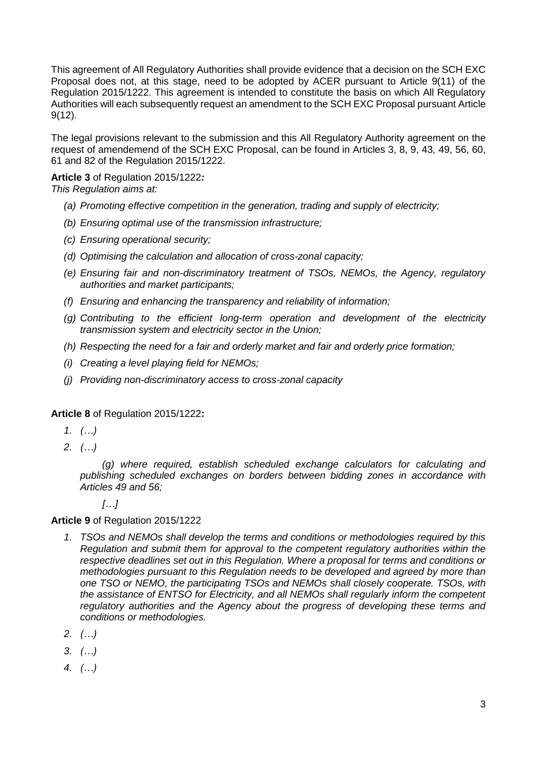This agreement of All Regulatory Authorities shall provide evidence that a decision on the SCH EXC Proposal does not, at this stage, need to be adopted by ACER pursuant to Article 9(11) of the Regulation 2015/1222. This agreement is intended to constitute the basis on which All Regulatory Authorities will each subsequently request an amendment to the SCH EXC Proposal pursuant Article 9(12).

The legal provisions relevant to the submission and this All Regulatory Authority agreement on the request of amendemend of the SCH EXC Proposal, can be found in Articles 3, 8, 9, 43, 49, 56, 60, 61 and 82 of the Regulation 2015/1222.

**Article 3** of Regulation 2015/1222***:***
*This Regulation aims at:*

- *(a) Promoting effective competition in the generation, trading and supply of electricity;*
- *(b) Ensuring optimal use of the transmission infrastructure;*
- *(c) Ensuring operational security;*
- *(d) Optimising the calculation and allocation of cross-zonal capacity;*
- *(e) Ensuring fair and non-discriminatory treatment of TSOs, NEMOs, the Agency, regulatory authorities and market participants;*
- *(f) Ensuring and enhancing the transparency and reliability of information;*
- *(g) Contributing to the efficient long-term operation and development of the electricity transmission system and electricity sector in the Union;*
- *(h) Respecting the need for a fair and orderly market and fair and orderly price formation;*
- *(i) Creating a level playing field for NEMOs;*
- *(j) Providing non-discriminatory access to cross-zonal capacity*

**Article 8** of Regulation 2015/1222**:**

1. *(…)*
2. *(…)*

   *(g) where required, establish scheduled exchange calculators for calculating and publishing scheduled exchanges on borders between bidding zones in accordance with Articles 49 and 56;*

   *[…]*

**Article 9** of Regulation 2015/1222

1. *TSOs and NEMOs shall develop the terms and conditions or methodologies required by this Regulation and submit them for approval to the competent regulatory authorities within the respective deadlines set out in this Regulation. Where a proposal for terms and conditions or methodologies pursuant to this Regulation needs to be developed and agreed by more than one TSO or NEMO, the participating TSOs and NEMOs shall closely cooperate. TSOs, with the assistance of ENTSO for Electricity, and all NEMOs shall regularly inform the competent regulatory authorities and the Agency about the progress of developing these terms and conditions or methodologies.*
2. *(…)*
3. *(…)*
4. *(…)*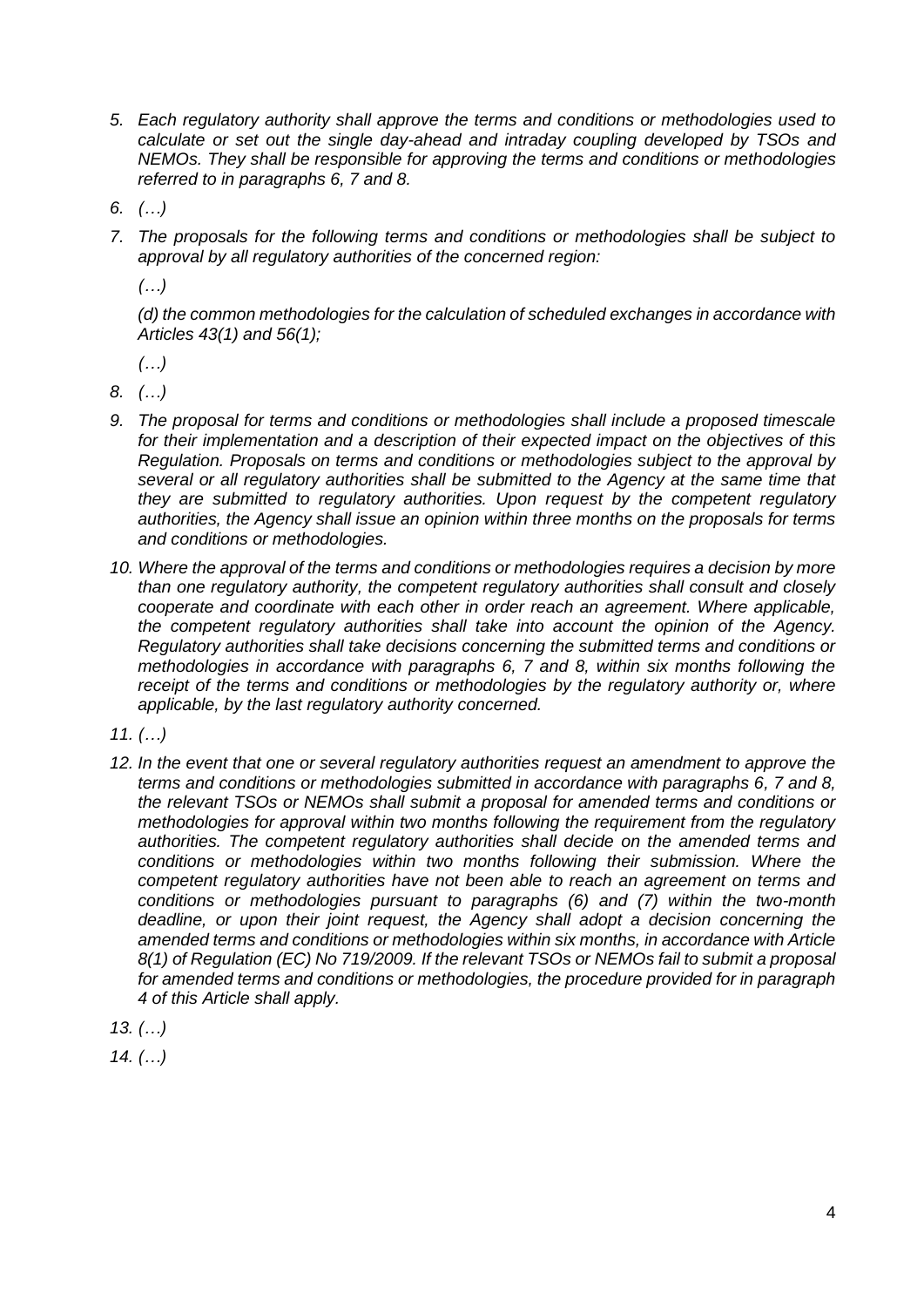*5. Each regulatory authority shall approve the terms and conditions or methodologies used to calculate or set out the single day-ahead and intraday coupling developed by TSOs and NEMOs. They shall be responsible for approving the terms and conditions or methodologies referred to in paragraphs 6, 7 and 8.*

*6. (…)*

*7. The proposals for the following terms and conditions or methodologies shall be subject to approval by all regulatory authorities of the concerned region:*

*(…)*

*(d) the common methodologies for the calculation of scheduled exchanges in accordance with Articles 43(1) and 56(1);*

*(…)*

*8. (…)*

*9. The proposal for terms and conditions or methodologies shall include a proposed timescale for their implementation and a description of their expected impact on the objectives of this Regulation. Proposals on terms and conditions or methodologies subject to the approval by several or all regulatory authorities shall be submitted to the Agency at the same time that they are submitted to regulatory authorities. Upon request by the competent regulatory authorities, the Agency shall issue an opinion within three months on the proposals for terms and conditions or methodologies.*

*10. Where the approval of the terms and conditions or methodologies requires a decision by more than one regulatory authority, the competent regulatory authorities shall consult and closely cooperate and coordinate with each other in order reach an agreement. Where applicable, the competent regulatory authorities shall take into account the opinion of the Agency. Regulatory authorities shall take decisions concerning the submitted terms and conditions or methodologies in accordance with paragraphs 6, 7 and 8, within six months following the receipt of the terms and conditions or methodologies by the regulatory authority or, where applicable, by the last regulatory authority concerned.*

*11. (…)*

*12. In the event that one or several regulatory authorities request an amendment to approve the terms and conditions or methodologies submitted in accordance with paragraphs 6, 7 and 8, the relevant TSOs or NEMOs shall submit a proposal for amended terms and conditions or methodologies for approval within two months following the requirement from the regulatory authorities. The competent regulatory authorities shall decide on the amended terms and conditions or methodologies within two months following their submission. Where the competent regulatory authorities have not been able to reach an agreement on terms and conditions or methodologies pursuant to paragraphs (6) and (7) within the two-month deadline, or upon their joint request, the Agency shall adopt a decision concerning the amended terms and conditions or methodologies within six months, in accordance with Article 8(1) of Regulation (EC) No 719/2009. If the relevant TSOs or NEMOs fail to submit a proposal for amended terms and conditions or methodologies, the procedure provided for in paragraph 4 of this Article shall apply.*

*13. (…)*

*14. (…)*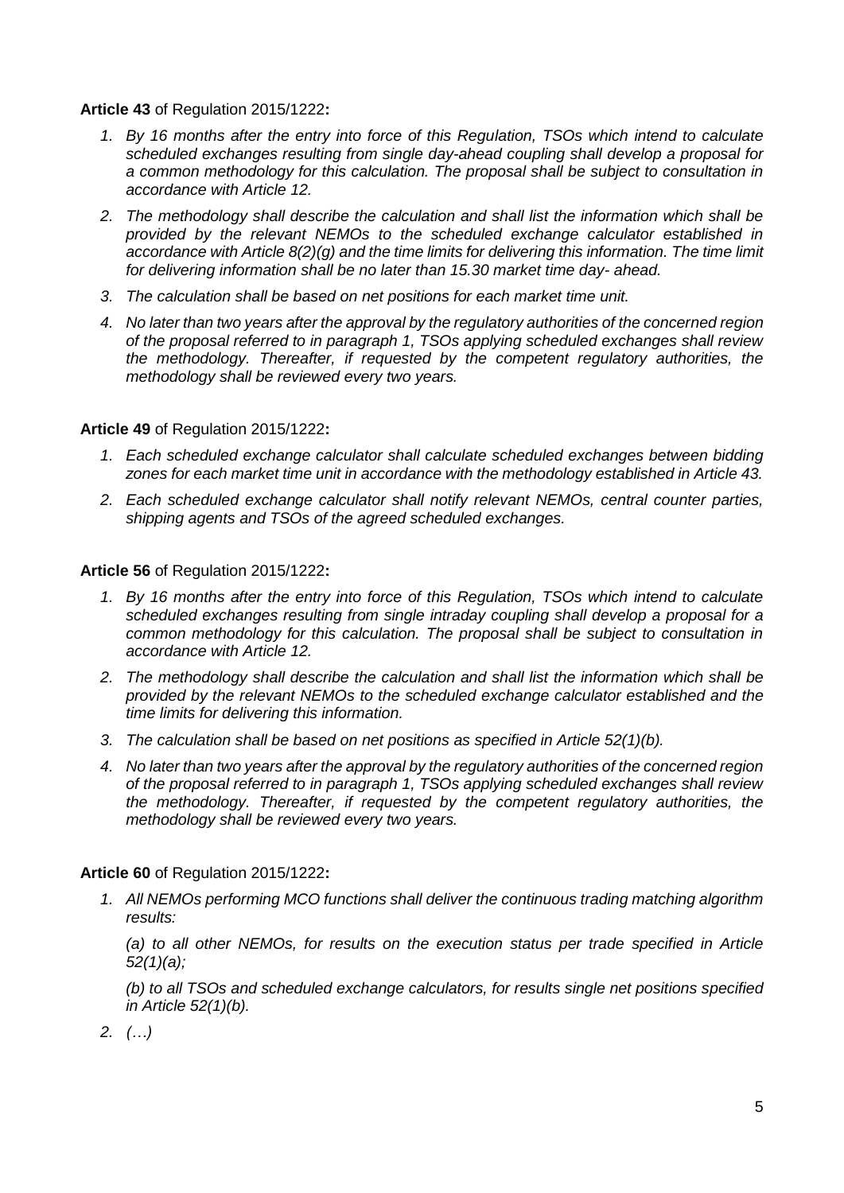**Article 43** of Regulation 2015/1222**:**

1. *By 16 months after the entry into force of this Regulation, TSOs which intend to calculate scheduled exchanges resulting from single day-ahead coupling shall develop a proposal for a common methodology for this calculation. The proposal shall be subject to consultation in accordance with Article 12.*
2. *The methodology shall describe the calculation and shall list the information which shall be provided by the relevant NEMOs to the scheduled exchange calculator established in accordance with Article 8(2)(g) and the time limits for delivering this information. The time limit for delivering information shall be no later than 15.30 market time day- ahead.*
3. *The calculation shall be based on net positions for each market time unit.*
4. *No later than two years after the approval by the regulatory authorities of the concerned region of the proposal referred to in paragraph 1, TSOs applying scheduled exchanges shall review the methodology. Thereafter, if requested by the competent regulatory authorities, the methodology shall be reviewed every two years.*

**Article 49** of Regulation 2015/1222**:**

1. *Each scheduled exchange calculator shall calculate scheduled exchanges between bidding zones for each market time unit in accordance with the methodology established in Article 43.*
2. *Each scheduled exchange calculator shall notify relevant NEMOs, central counter parties, shipping agents and TSOs of the agreed scheduled exchanges.*

**Article 56** of Regulation 2015/1222**:**

1. *By 16 months after the entry into force of this Regulation, TSOs which intend to calculate scheduled exchanges resulting from single intraday coupling shall develop a proposal for a common methodology for this calculation. The proposal shall be subject to consultation in accordance with Article 12.*
2. *The methodology shall describe the calculation and shall list the information which shall be provided by the relevant NEMOs to the scheduled exchange calculator established and the time limits for delivering this information.*
3. *The calculation shall be based on net positions as specified in Article 52(1)(b).*
4. *No later than two years after the approval by the regulatory authorities of the concerned region of the proposal referred to in paragraph 1, TSOs applying scheduled exchanges shall review the methodology. Thereafter, if requested by the competent regulatory authorities, the methodology shall be reviewed every two years.*

**Article 60** of Regulation 2015/1222**:**

1. *All NEMOs performing MCO functions shall deliver the continuous trading matching algorithm results:*

   *(a) to all other NEMOs, for results on the execution status per trade specified in Article 52(1)(a);*

   *(b) to all TSOs and scheduled exchange calculators, for results single net positions specified in Article 52(1)(b).*
2. *(…)*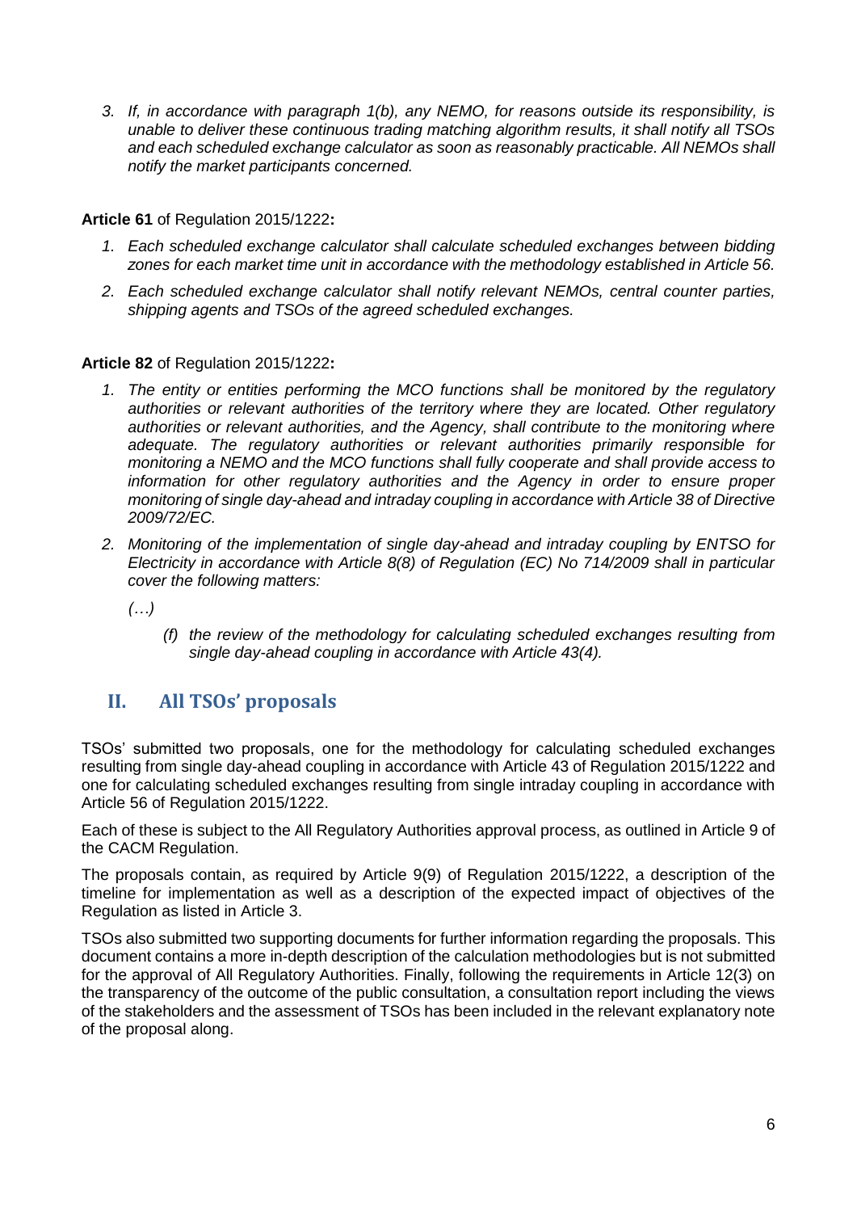3. *If, in accordance with paragraph 1(b), any NEMO, for reasons outside its responsibility, is unable to deliver these continuous trading matching algorithm results, it shall notify all TSOs and each scheduled exchange calculator as soon as reasonably practicable. All NEMOs shall notify the market participants concerned.*

**Article 61** of Regulation 2015/1222**:**

1. *Each scheduled exchange calculator shall calculate scheduled exchanges between bidding zones for each market time unit in accordance with the methodology established in Article 56.*
2. *Each scheduled exchange calculator shall notify relevant NEMOs, central counter parties, shipping agents and TSOs of the agreed scheduled exchanges.*

**Article 82** of Regulation 2015/1222**:**

1. *The entity or entities performing the MCO functions shall be monitored by the regulatory authorities or relevant authorities of the territory where they are located. Other regulatory authorities or relevant authorities, and the Agency, shall contribute to the monitoring where adequate. The regulatory authorities or relevant authorities primarily responsible for monitoring a NEMO and the MCO functions shall fully cooperate and shall provide access to information for other regulatory authorities and the Agency in order to ensure proper monitoring of single day-ahead and intraday coupling in accordance with Article 38 of Directive 2009/72/EC.*
2. *Monitoring of the implementation of single day-ahead and intraday coupling by ENTSO for Electricity in accordance with Article 8(8) of Regulation (EC) No 714/2009 shall in particular cover the following matters:*

   *(…)*

   *(f) the review of the methodology for calculating scheduled exchanges resulting from single day-ahead coupling in accordance with Article 43(4).*

## II. All TSOs' proposals

TSOs' submitted two proposals, one for the methodology for calculating scheduled exchanges resulting from single day-ahead coupling in accordance with Article 43 of Regulation 2015/1222 and one for calculating scheduled exchanges resulting from single intraday coupling in accordance with Article 56 of Regulation 2015/1222.

Each of these is subject to the All Regulatory Authorities approval process, as outlined in Article 9 of the CACM Regulation.

The proposals contain, as required by Article 9(9) of Regulation 2015/1222, a description of the timeline for implementation as well as a description of the expected impact of objectives of the Regulation as listed in Article 3.

TSOs also submitted two supporting documents for further information regarding the proposals. This document contains a more in-depth description of the calculation methodologies but is not submitted for the approval of All Regulatory Authorities. Finally, following the requirements in Article 12(3) on the transparency of the outcome of the public consultation, a consultation report including the views of the stakeholders and the assessment of TSOs has been included in the relevant explanatory note of the proposal along.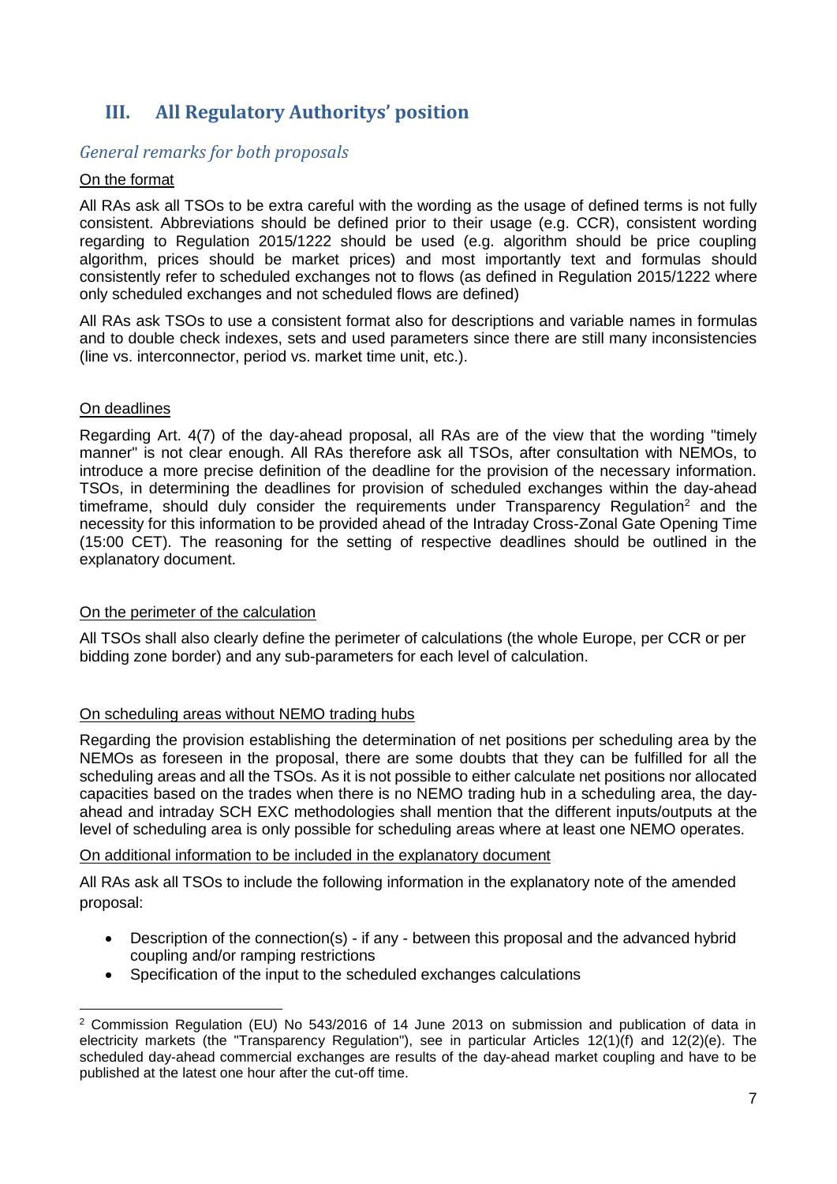## III. All Regulatory Authoritys' position

### *General remarks for both proposals*

On the format

All RAs ask all TSOs to be extra careful with the wording as the usage of defined terms is not fully consistent. Abbreviations should be defined prior to their usage (e.g. CCR), consistent wording regarding to Regulation 2015/1222 should be used (e.g. algorithm should be price coupling algorithm, prices should be market prices) and most importantly text and formulas should consistently refer to scheduled exchanges not to flows (as defined in Regulation 2015/1222 where only scheduled exchanges and not scheduled flows are defined)

All RAs ask TSOs to use a consistent format also for descriptions and variable names in formulas and to double check indexes, sets and used parameters since there are still many inconsistencies (line vs. interconnector, period vs. market time unit, etc.).

On deadlines

Regarding Art. 4(7) of the day-ahead proposal, all RAs are of the view that the wording "timely manner" is not clear enough. All RAs therefore ask all TSOs, after consultation with NEMOs, to introduce a more precise definition of the deadline for the provision of the necessary information. TSOs, in determining the deadlines for provision of scheduled exchanges within the day-ahead timeframe, should duly consider the requirements under Transparency Regulation[2] and the necessity for this information to be provided ahead of the Intraday Cross-Zonal Gate Opening Time (15:00 CET). The reasoning for the setting of respective deadlines should be outlined in the explanatory document.

On the perimeter of the calculation

All TSOs shall also clearly define the perimeter of calculations (the whole Europe, per CCR or per bidding zone border) and any sub-parameters for each level of calculation.

On scheduling areas without NEMO trading hubs

Regarding the provision establishing the determination of net positions per scheduling area by the NEMOs as foreseen in the proposal, there are some doubts that they can be fulfilled for all the scheduling areas and all the TSOs. As it is not possible to either calculate net positions nor allocated capacities based on the trades when there is no NEMO trading hub in a scheduling area, the day-ahead and intraday SCH EXC methodologies shall mention that the different inputs/outputs at the level of scheduling area is only possible for scheduling areas where at least one NEMO operates.

On additional information to be included in the explanatory document

All RAs ask all TSOs to include the following information in the explanatory note of the amended proposal:

- Description of the connection(s) - if any - between this proposal and the advanced hybrid coupling and/or ramping restrictions
- Specification of the input to the scheduled exchanges calculations

[2] Commission Regulation (EU) No 543/2016 of 14 June 2013 on submission and publication of data in electricity markets (the "Transparency Regulation"), see in particular Articles 12(1)(f) and 12(2)(e). The scheduled day-ahead commercial exchanges are results of the day-ahead market coupling and have to be published at the latest one hour after the cut-off time.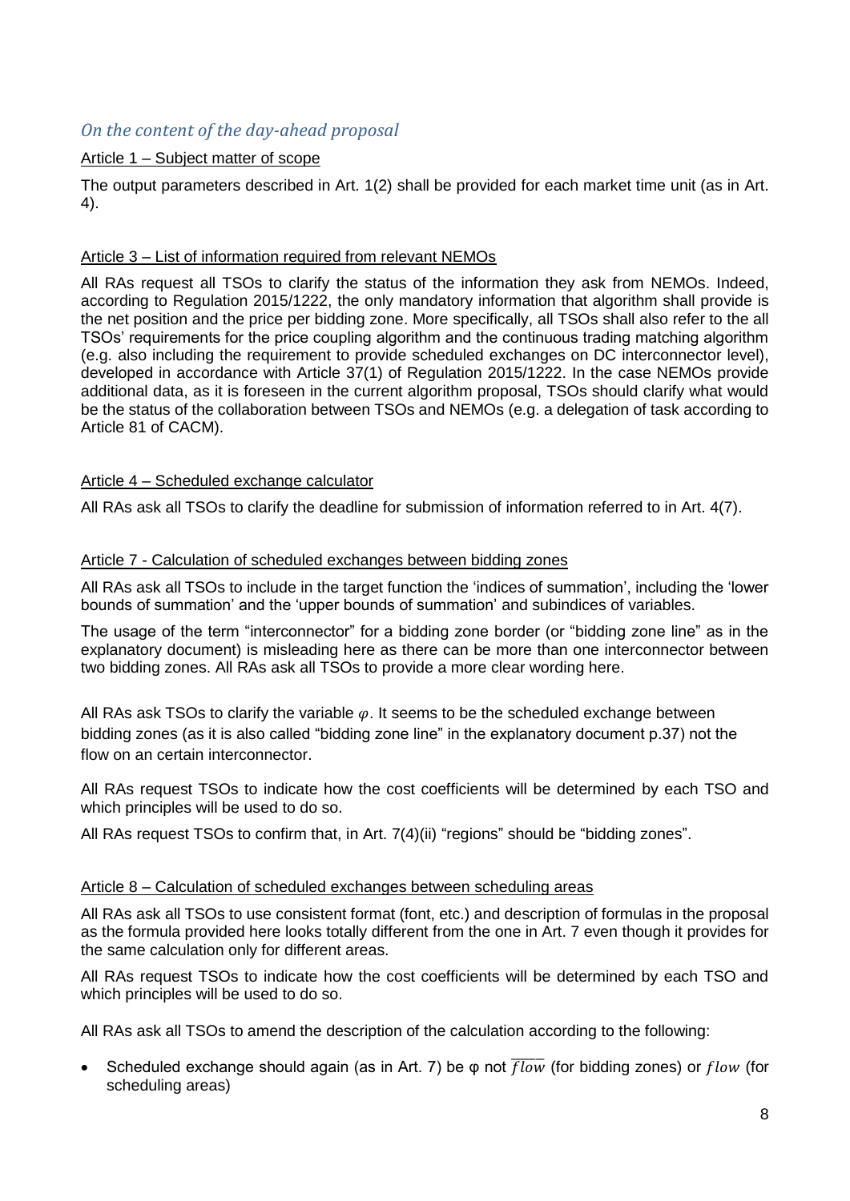## *On the content of the day-ahead proposal*

Article 1 – Subject matter of scope

The output parameters described in Art. 1(2) shall be provided for each market time unit (as in Art. 4).

Article 3 – List of information required from relevant NEMOs

All RAs request all TSOs to clarify the status of the information they ask from NEMOs. Indeed, according to Regulation 2015/1222, the only mandatory information that algorithm shall provide is the net position and the price per bidding zone. More specifically, all TSOs shall also refer to the all TSOs' requirements for the price coupling algorithm and the continuous trading matching algorithm (e.g. also including the requirement to provide scheduled exchanges on DC interconnector level), developed in accordance with Article 37(1) of Regulation 2015/1222. In the case NEMOs provide additional data, as it is foreseen in the current algorithm proposal, TSOs should clarify what would be the status of the collaboration between TSOs and NEMOs (e.g. a delegation of task according to Article 81 of CACM).

Article 4 – Scheduled exchange calculator

All RAs ask all TSOs to clarify the deadline for submission of information referred to in Art. 4(7).

Article 7 - Calculation of scheduled exchanges between bidding zones

All RAs ask all TSOs to include in the target function the 'indices of summation', including the 'lower bounds of summation' and the 'upper bounds of summation' and subindices of variables.

The usage of the term "interconnector" for a bidding zone border (or "bidding zone line" as in the explanatory document) is misleading here as there can be more than one interconnector between two bidding zones. All RAs ask all TSOs to provide a more clear wording here.

All RAs ask TSOs to clarify the variable $\varphi$. It seems to be the scheduled exchange between bidding zones (as it is also called "bidding zone line" in the explanatory document p.37) not the flow on an certain interconnector.

All RAs request TSOs to indicate how the cost coefficients will be determined by each TSO and which principles will be used to do so.

All RAs request TSOs to confirm that, in Art. 7(4)(ii) "regions" should be "bidding zones".

Article 8 – Calculation of scheduled exchanges between scheduling areas

All RAs ask all TSOs to use consistent format (font, etc.) and description of formulas in the proposal as the formula provided here looks totally different from the one in Art. 7 even though it provides for the same calculation only for different areas.

All RAs request TSOs to indicate how the cost coefficients will be determined by each TSO and which principles will be used to do so.

All RAs ask all TSOs to amend the description of the calculation according to the following:

- Scheduled exchange should again (as in Art. 7) be φ not $\overline{flow}$ (for bidding zones) or $flow$ (for scheduling areas)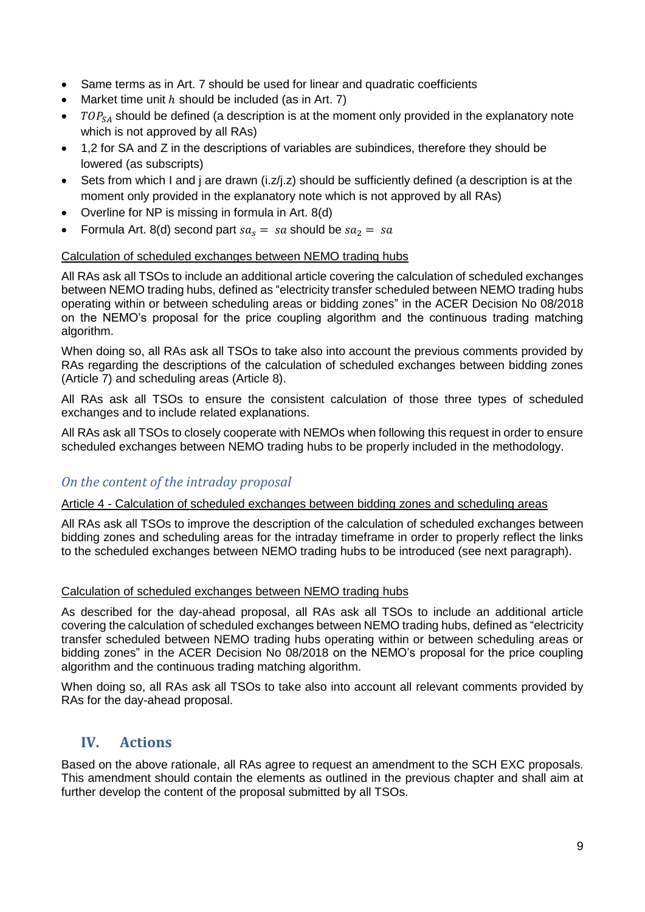- Same terms as in Art. 7 should be used for linear and quadratic coefficients
- Market time unit $h$ should be included (as in Art. 7)
- $TOP_{SA}$ should be defined (a description is at the moment only provided in the explanatory note which is not approved by all RAs)
- 1,2 for SA and Z in the descriptions of variables are subindices, therefore they should be lowered (as subscripts)
- Sets from which I and j are drawn (i.z/j.z) should be sufficiently defined (a description is at the moment only provided in the explanatory note which is not approved by all RAs)
- Overline for NP is missing in formula in Art. 8(d)
- Formula Art. 8(d) second part $sa_s = sa$ should be $sa_2 = sa$

Calculation of scheduled exchanges between NEMO trading hubs

All RAs ask all TSOs to include an additional article covering the calculation of scheduled exchanges between NEMO trading hubs, defined as "electricity transfer scheduled between NEMO trading hubs operating within or between scheduling areas or bidding zones" in the ACER Decision No 08/2018 on the NEMO's proposal for the price coupling algorithm and the continuous trading matching algorithm.

When doing so, all RAs ask all TSOs to take also into account the previous comments provided by RAs regarding the descriptions of the calculation of scheduled exchanges between bidding zones (Article 7) and scheduling areas (Article 8).

All RAs ask all TSOs to ensure the consistent calculation of those three types of scheduled exchanges and to include related explanations.

All RAs ask all TSOs to closely cooperate with NEMOs when following this request in order to ensure scheduled exchanges between NEMO trading hubs to be properly included in the methodology.

### *On the content of the intraday proposal*

Article 4 - Calculation of scheduled exchanges between bidding zones and scheduling areas

All RAs ask all TSOs to improve the description of the calculation of scheduled exchanges between bidding zones and scheduling areas for the intraday timeframe in order to properly reflect the links to the scheduled exchanges between NEMO trading hubs to be introduced (see next paragraph).

Calculation of scheduled exchanges between NEMO trading hubs

As described for the day-ahead proposal, all RAs ask all TSOs to include an additional article covering the calculation of scheduled exchanges between NEMO trading hubs, defined as "electricity transfer scheduled between NEMO trading hubs operating within or between scheduling areas or bidding zones" in the ACER Decision No 08/2018 on the NEMO's proposal for the price coupling algorithm and the continuous trading matching algorithm.

When doing so, all RAs ask all TSOs to take also into account all relevant comments provided by RAs for the day-ahead proposal.

## IV. Actions

Based on the above rationale, all RAs agree to request an amendment to the SCH EXC proposals. This amendment should contain the elements as outlined in the previous chapter and shall aim at further develop the content of the proposal submitted by all TSOs.